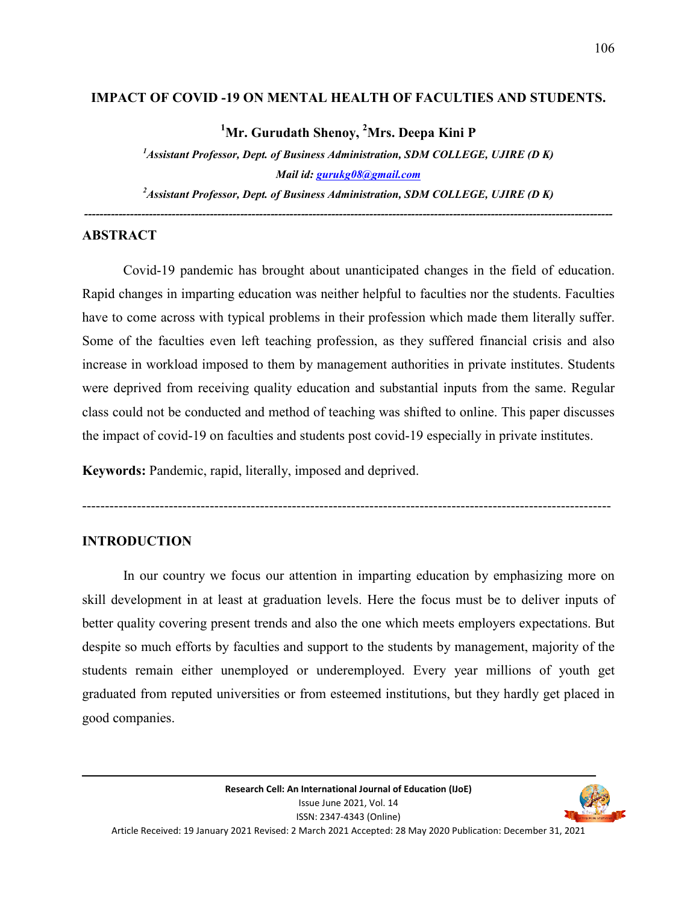# IMPACT OF COVID -19 ON MENTAL HEALTH OF FACULTIES AND STUDENTS.

**[1]Mr. Gurudath Shenoy, [2]Mrs. Deepa Kini P**

*[1]Assistant Professor, Dept. of Business Administration, SDM COLLEGE, UJIRE (D K)*

*Mail id: gurukg08@gmail.com*

*[2]Assistant Professor, Dept. of Business Administration, SDM COLLEGE, UJIRE (D K)*

---

## ABSTRACT

Covid-19 pandemic has brought about unanticipated changes in the field of education. Rapid changes in imparting education was neither helpful to faculties nor the students. Faculties have to come across with typical problems in their profession which made them literally suffer. Some of the faculties even left teaching profession, as they suffered financial crisis and also increase in workload imposed to them by management authorities in private institutes. Students were deprived from receiving quality education and substantial inputs from the same. Regular class could not be conducted and method of teaching was shifted to online. This paper discusses the impact of covid-19 on faculties and students post covid-19 especially in private institutes.

**Keywords:** Pandemic, rapid, literally, imposed and deprived.

---

## INTRODUCTION

In our country we focus our attention in imparting education by emphasizing more on skill development in at least at graduation levels. Here the focus must be to deliver inputs of better quality covering present trends and also the one which meets employers expectations. But despite so much efforts by faculties and support to the students by management, majority of the students remain either unemployed or underemployed. Every year millions of youth get graduated from reputed universities or from esteemed institutions, but they hardly get placed in good companies.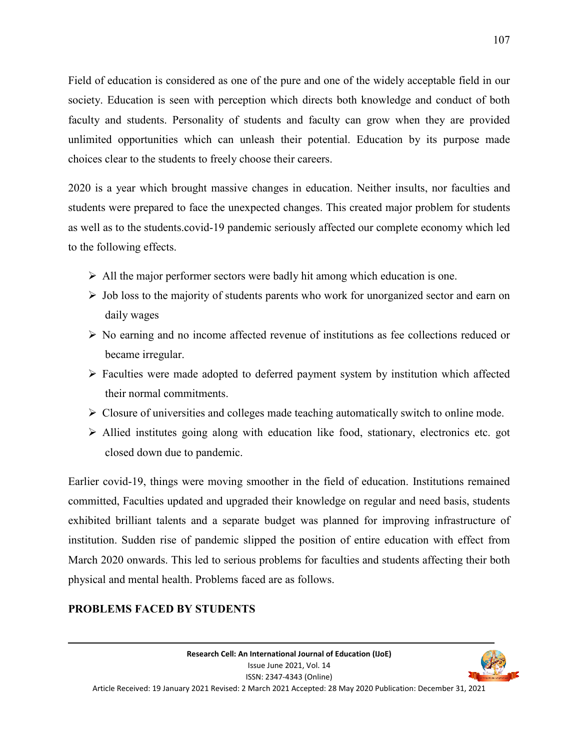Field of education is considered as one of the pure and one of the widely acceptable field in our society. Education is seen with perception which directs both knowledge and conduct of both faculty and students. Personality of students and faculty can grow when they are provided unlimited opportunities which can unleash their potential. Education by its purpose made choices clear to the students to freely choose their careers.

2020 is a year which brought massive changes in education. Neither insults, nor faculties and students were prepared to face the unexpected changes. This created major problem for students as well as to the students.covid-19 pandemic seriously affected our complete economy which led to the following effects.

- All the major performer sectors were badly hit among which education is one.
- Job loss to the majority of students parents who work for unorganized sector and earn on daily wages
- No earning and no income affected revenue of institutions as fee collections reduced or became irregular.
- Faculties were made adopted to deferred payment system by institution which affected their normal commitments.
- Closure of universities and colleges made teaching automatically switch to online mode.
- Allied institutes going along with education like food, stationary, electronics etc. got closed down due to pandemic.

Earlier covid-19, things were moving smoother in the field of education. Institutions remained committed, Faculties updated and upgraded their knowledge on regular and need basis, students exhibited brilliant talents and a separate budget was planned for improving infrastructure of institution. Sudden rise of pandemic slipped the position of entire education with effect from March 2020 onwards. This led to serious problems for faculties and students affecting their both physical and mental health. Problems faced are as follows.

## PROBLEMS FACED BY STUDENTS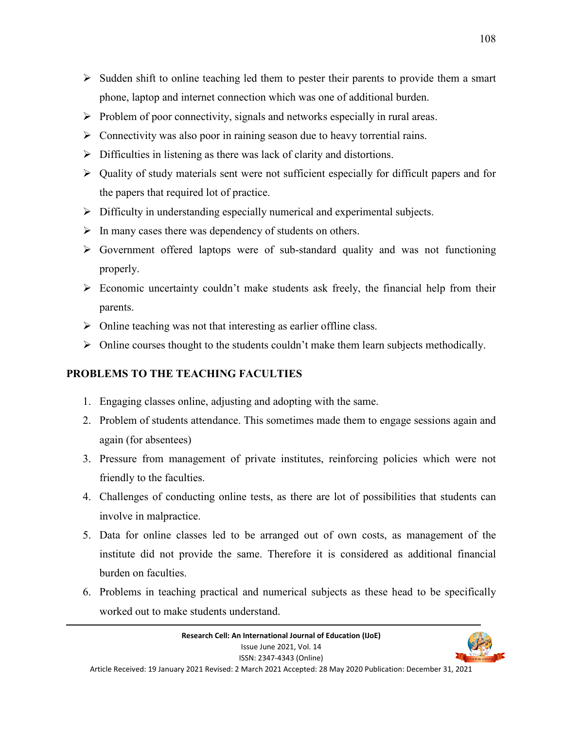- Sudden shift to online teaching led them to pester their parents to provide them a smart phone, laptop and internet connection which was one of additional burden.
- Problem of poor connectivity, signals and networks especially in rural areas.
- Connectivity was also poor in raining season due to heavy torrential rains.
- Difficulties in listening as there was lack of clarity and distortions.
- Quality of study materials sent were not sufficient especially for difficult papers and for the papers that required lot of practice.
- Difficulty in understanding especially numerical and experimental subjects.
- In many cases there was dependency of students on others.
- Government offered laptops were of sub-standard quality and was not functioning properly.
- Economic uncertainty couldn't make students ask freely, the financial help from their parents.
- Online teaching was not that interesting as earlier offline class.
- Online courses thought to the students couldn't make them learn subjects methodically.

## PROBLEMS TO THE TEACHING FACULTIES

1. Engaging classes online, adjusting and adopting with the same.
2. Problem of students attendance. This sometimes made them to engage sessions again and again (for absentees)
3. Pressure from management of private institutes, reinforcing policies which were not friendly to the faculties.
4. Challenges of conducting online tests, as there are lot of possibilities that students can involve in malpractice.
5. Data for online classes led to be arranged out of own costs, as management of the institute did not provide the same. Therefore it is considered as additional financial burden on faculties.
6. Problems in teaching practical and numerical subjects as these head to be specifically worked out to make students understand.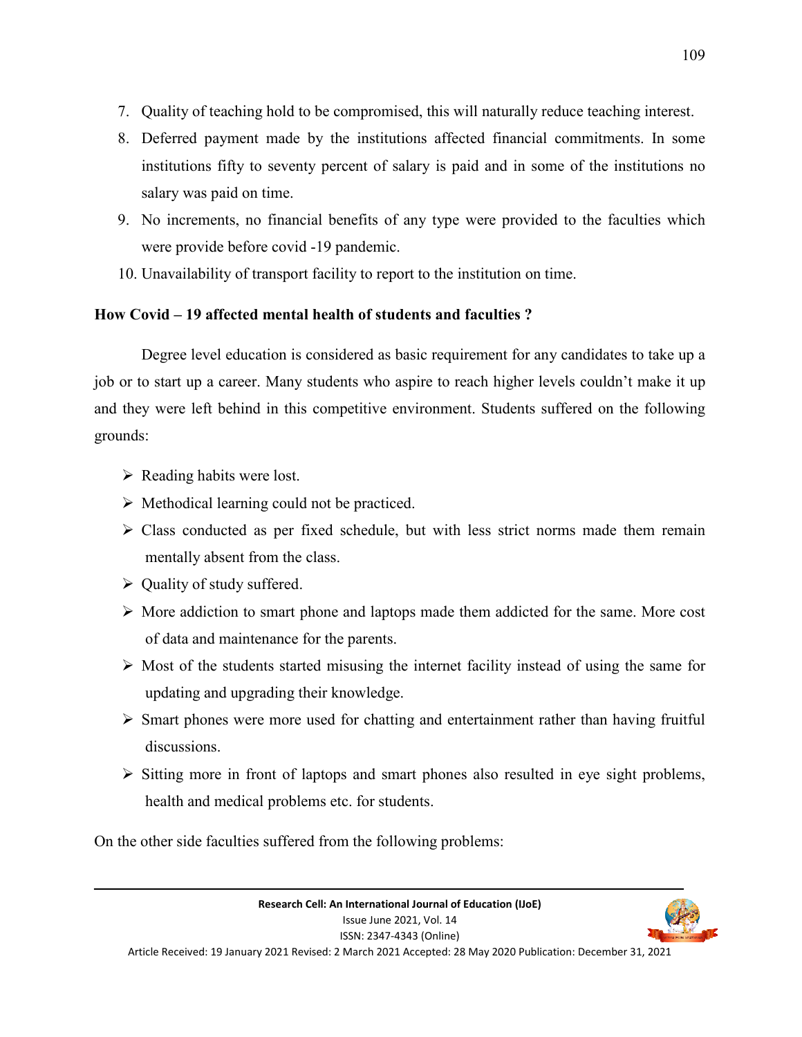7. Quality of teaching hold to be compromised, this will naturally reduce teaching interest.
8. Deferred payment made by the institutions affected financial commitments. In some institutions fifty to seventy percent of salary is paid and in some of the institutions no salary was paid on time.
9. No increments, no financial benefits of any type were provided to the faculties which were provide before covid -19 pandemic.
10. Unavailability of transport facility to report to the institution on time.

**How Covid – 19 affected mental health of students and faculties ?**

Degree level education is considered as basic requirement for any candidates to take up a job or to start up a career. Many students who aspire to reach higher levels couldn't make it up and they were left behind in this competitive environment. Students suffered on the following grounds:

- Reading habits were lost.
- Methodical learning could not be practiced.
- Class conducted as per fixed schedule, but with less strict norms made them remain mentally absent from the class.
- Quality of study suffered.
- More addiction to smart phone and laptops made them addicted for the same. More cost of data and maintenance for the parents.
- Most of the students started misusing the internet facility instead of using the same for updating and upgrading their knowledge.
- Smart phones were more used for chatting and entertainment rather than having fruitful discussions.
- Sitting more in front of laptops and smart phones also resulted in eye sight problems, health and medical problems etc. for students.

On the other side faculties suffered from the following problems: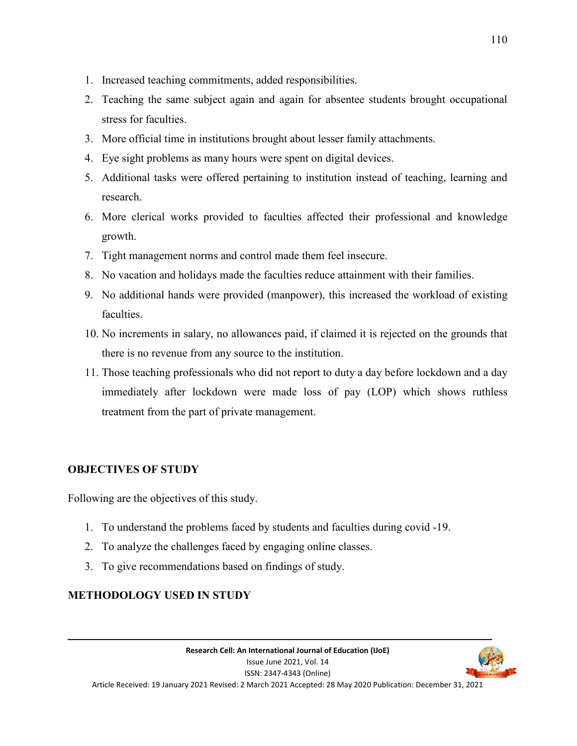1. Increased teaching commitments, added responsibilities.
2. Teaching the same subject again and again for absentee students brought occupational stress for faculties.
3. More official time in institutions brought about lesser family attachments.
4. Eye sight problems as many hours were spent on digital devices.
5. Additional tasks were offered pertaining to institution instead of teaching, learning and research.
6. More clerical works provided to faculties affected their professional and knowledge growth.
7. Tight management norms and control made them feel insecure.
8. No vacation and holidays made the faculties reduce attainment with their families.
9. No additional hands were provided (manpower), this increased the workload of existing faculties.
10. No increments in salary, no allowances paid, if claimed it is rejected on the grounds that there is no revenue from any source to the institution.
11. Those teaching professionals who did not report to duty a day before lockdown and a day immediately after lockdown were made loss of pay (LOP) which shows ruthless treatment from the part of private management.

## OBJECTIVES OF STUDY

Following are the objectives of this study.

1. To understand the problems faced by students and faculties during covid -19.
2. To analyze the challenges faced by engaging online classes.
3. To give recommendations based on findings of study.

## METHODOLOGY USED IN STUDY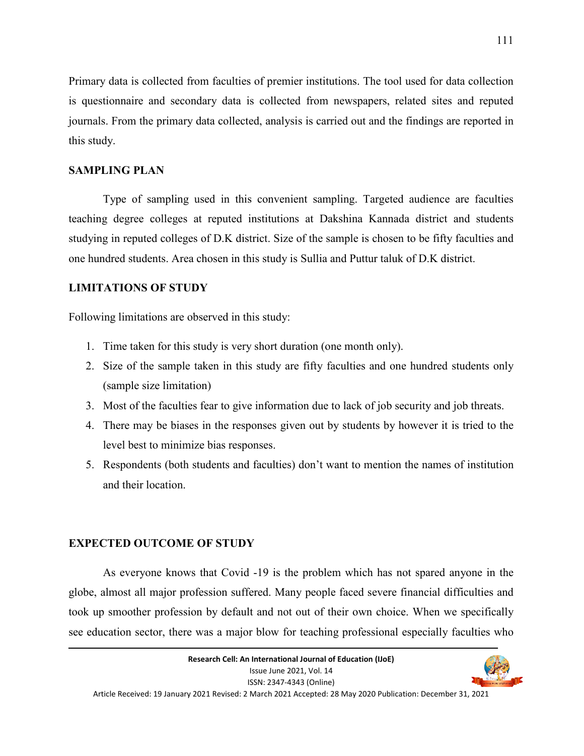Primary data is collected from faculties of premier institutions. The tool used for data collection is questionnaire and secondary data is collected from newspapers, related sites and reputed journals. From the primary data collected, analysis is carried out and the findings are reported in this study.

## SAMPLING PLAN

Type of sampling used in this convenient sampling. Targeted audience are faculties teaching degree colleges at reputed institutions at Dakshina Kannada district and students studying in reputed colleges of D.K district. Size of the sample is chosen to be fifty faculties and one hundred students. Area chosen in this study is Sullia and Puttur taluk of D.K district.

## LIMITATIONS OF STUDY

Following limitations are observed in this study:

1. Time taken for this study is very short duration (one month only).
2. Size of the sample taken in this study are fifty faculties and one hundred students only (sample size limitation)
3. Most of the faculties fear to give information due to lack of job security and job threats.
4. There may be biases in the responses given out by students by however it is tried to the level best to minimize bias responses.
5. Respondents (both students and faculties) don't want to mention the names of institution and their location.

## EXPECTED OUTCOME OF STUDY

As everyone knows that Covid -19 is the problem which has not spared anyone in the globe, almost all major profession suffered. Many people faced severe financial difficulties and took up smoother profession by default and not out of their own choice. When we specifically see education sector, there was a major blow for teaching professional especially faculties who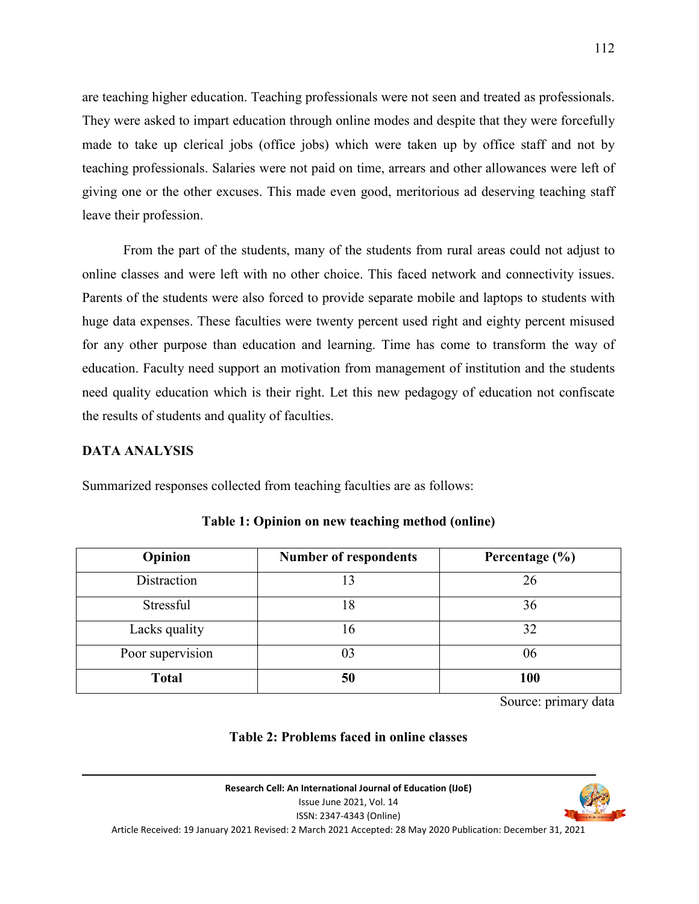are teaching higher education. Teaching professionals were not seen and treated as professionals. They were asked to impart education through online modes and despite that they were forcefully made to take up clerical jobs (office jobs) which were taken up by office staff and not by teaching professionals. Salaries were not paid on time, arrears and other allowances were left of giving one or the other excuses. This made even good, meritorious ad deserving teaching staff leave their profession.

From the part of the students, many of the students from rural areas could not adjust to online classes and were left with no other choice. This faced network and connectivity issues. Parents of the students were also forced to provide separate mobile and laptops to students with huge data expenses. These faculties were twenty percent used right and eighty percent misused for any other purpose than education and learning. Time has come to transform the way of education. Faculty need support an motivation from management of institution and the students need quality education which is their right. Let this new pedagogy of education not confiscate the results of students and quality of faculties.

## DATA ANALYSIS

Summarized responses collected from teaching faculties are as follows:

**Table 1: Opinion on new teaching method (online)**

| Opinion | Number of respondents | Percentage (%) |
|---|---|---|
| Distraction | 13 | 26 |
| Stressful | 18 | 36 |
| Lacks quality | 16 | 32 |
| Poor supervision | 03 | 06 |
| **Total** | **50** | **100** |

Source: primary data

**Table 2: Problems faced in online classes**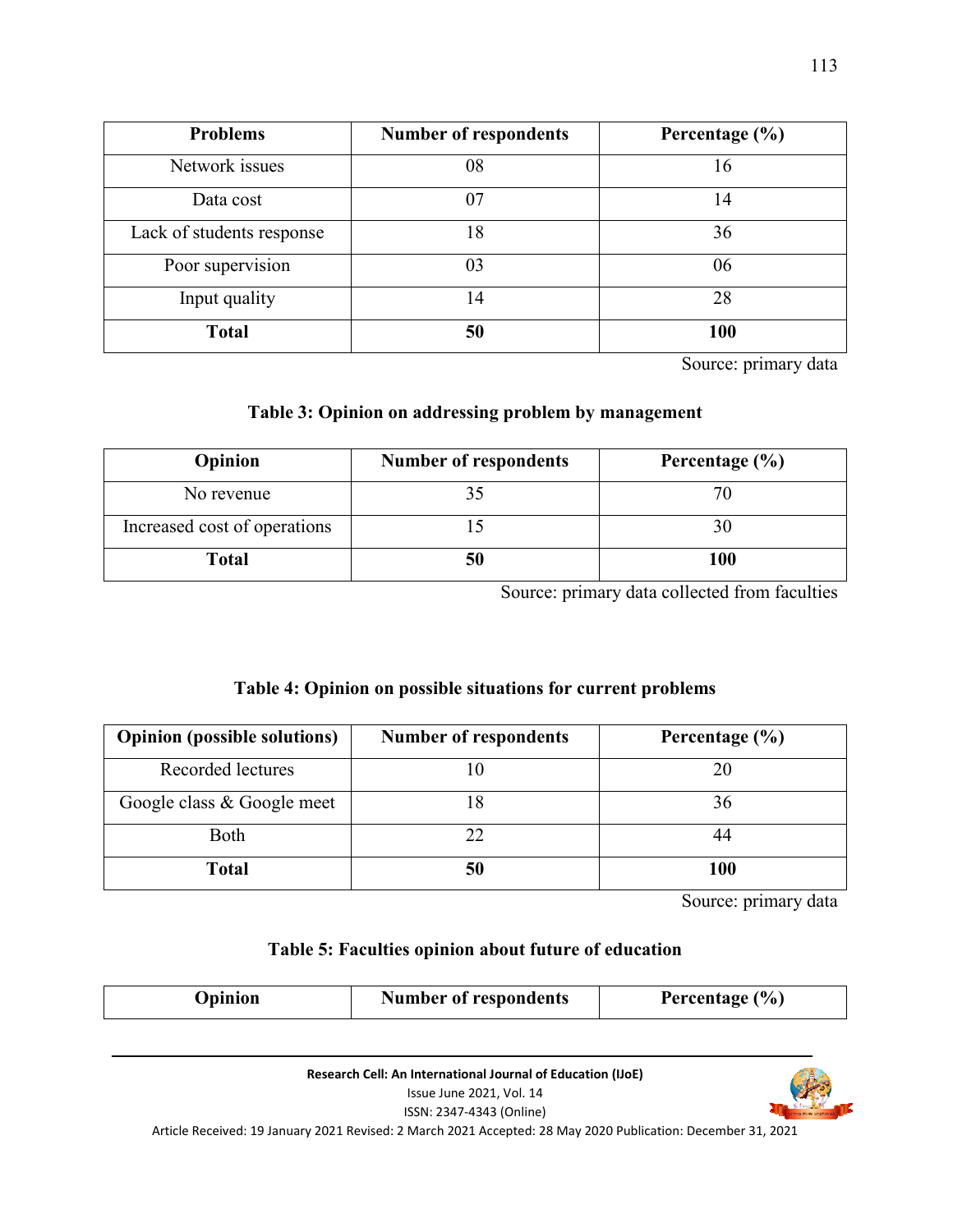| Problems | Number of respondents | Percentage (%) |
|---|---|---|
| Network issues | 08 | 16 |
| Data cost | 07 | 14 |
| Lack of students response | 18 | 36 |
| Poor supervision | 03 | 06 |
| Input quality | 14 | 28 |
| **Total** | **50** | **100** |

Source: primary data

**Table 3: Opinion on addressing problem by management**

| Opinion | Number of respondents | Percentage (%) |
|---|---|---|
| No revenue | 35 | 70 |
| Increased cost of operations | 15 | 30 |
| **Total** | **50** | **100** |

Source: primary data collected from faculties

**Table 4: Opinion on possible situations for current problems**

| Opinion (possible solutions) | Number of respondents | Percentage (%) |
|---|---|---|
| Recorded lectures | 10 | 20 |
| Google class & Google meet | 18 | 36 |
| Both | 22 | 44 |
| **Total** | **50** | **100** |

Source: primary data

**Table 5: Faculties opinion about future of education**

| Opinion | Number of respondents | Percentage (%) |
|---|---|---|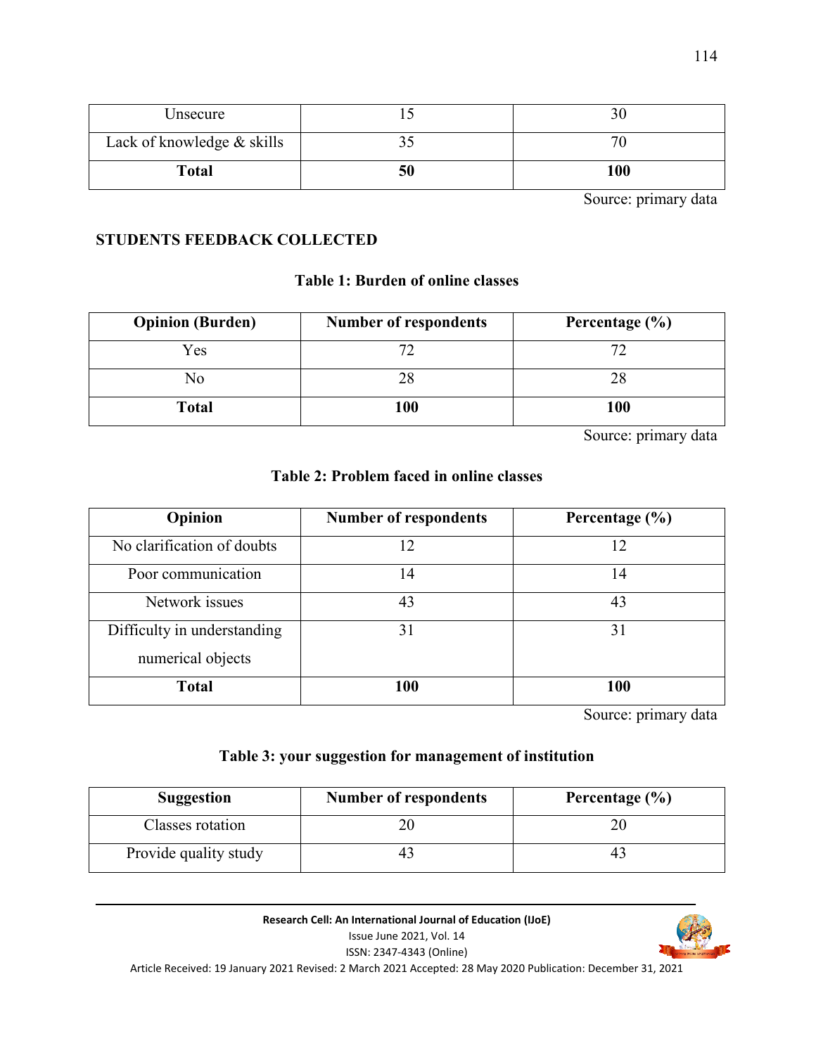| Unsecure | 15 | 30 |
|---|---|---|
| Lack of knowledge & skills | 35 | 70 |
| **Total** | **50** | **100** |

Source: primary data

**STUDENTS FEEDBACK COLLECTED**

**Table 1: Burden of online classes**

| Opinion (Burden) | Number of respondents | Percentage (%) |
|---|---|---|
| Yes | 72 | 72 |
| No | 28 | 28 |
| **Total** | **100** | **100** |

Source: primary data

**Table 2: Problem faced in online classes**

| Opinion | Number of respondents | Percentage (%) |
|---|---|---|
| No clarification of doubts | 12 | 12 |
| Poor communication | 14 | 14 |
| Network issues | 43 | 43 |
| Difficulty in understanding numerical objects | 31 | 31 |
| **Total** | **100** | **100** |

Source: primary data

**Table 3: your suggestion for management of institution**

| Suggestion | Number of respondents | Percentage (%) |
|---|---|---|
| Classes rotation | 20 | 20 |
| Provide quality study | 43 | 43 |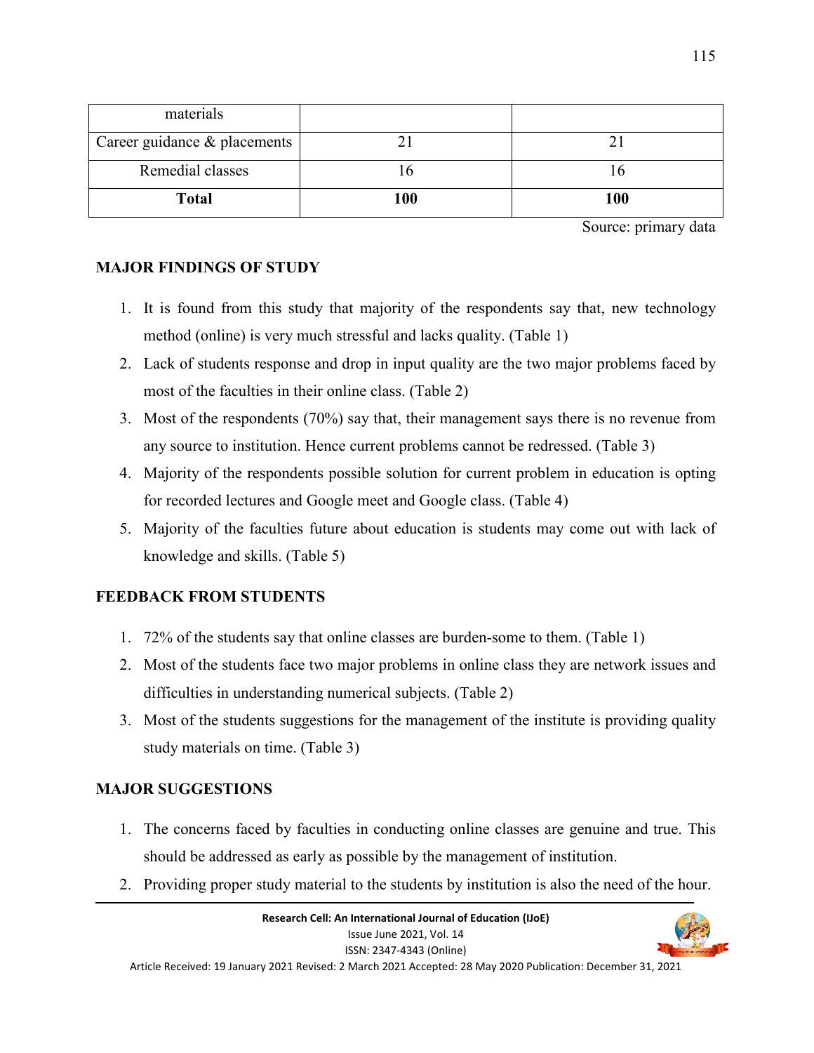| materials | | |
|---|---|---|
| Career guidance & placements | 21 | 21 |
| Remedial classes | 16 | 16 |
| **Total** | **100** | **100** |

Source: primary data

## MAJOR FINDINGS OF STUDY

1. It is found from this study that majority of the respondents say that, new technology method (online) is very much stressful and lacks quality. (Table 1)
2. Lack of students response and drop in input quality are the two major problems faced by most of the faculties in their online class. (Table 2)
3. Most of the respondents (70%) say that, their management says there is no revenue from any source to institution. Hence current problems cannot be redressed. (Table 3)
4. Majority of the respondents possible solution for current problem in education is opting for recorded lectures and Google meet and Google class. (Table 4)
5. Majority of the faculties future about education is students may come out with lack of knowledge and skills. (Table 5)

## FEEDBACK FROM STUDENTS

1. 72% of the students say that online classes are burden-some to them. (Table 1)
2. Most of the students face two major problems in online class they are network issues and difficulties in understanding numerical subjects. (Table 2)
3. Most of the students suggestions for the management of the institute is providing quality study materials on time. (Table 3)

## MAJOR SUGGESTIONS

1. The concerns faced by faculties in conducting online classes are genuine and true. This should be addressed as early as possible by the management of institution.
2. Providing proper study material to the students by institution is also the need of the hour.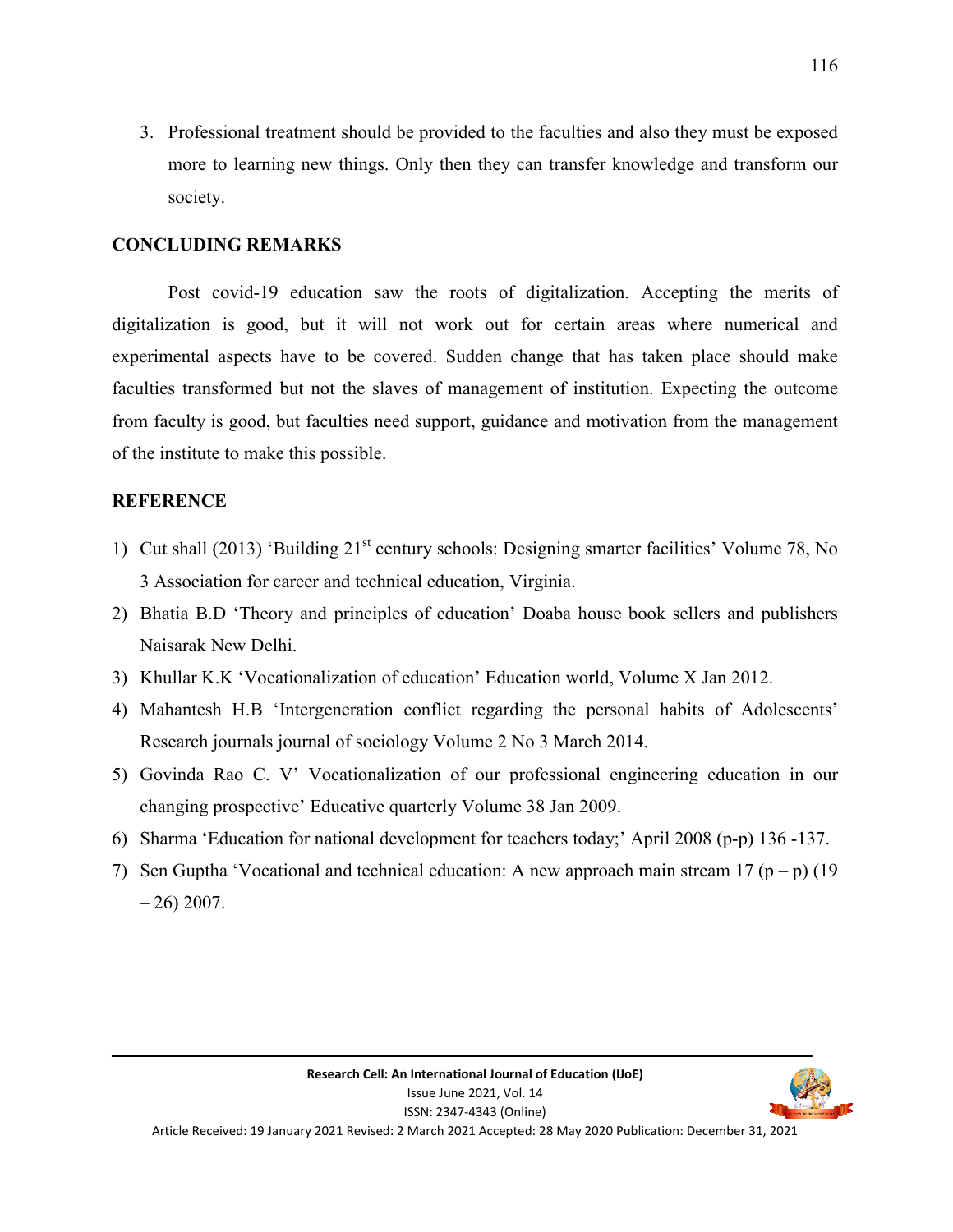3. Professional treatment should be provided to the faculties and also they must be exposed more to learning new things. Only then they can transfer knowledge and transform our society.

## CONCLUDING REMARKS

Post covid-19 education saw the roots of digitalization. Accepting the merits of digitalization is good, but it will not work out for certain areas where numerical and experimental aspects have to be covered. Sudden change that has taken place should make faculties transformed but not the slaves of management of institution. Expecting the outcome from faculty is good, but faculties need support, guidance and motivation from the management of the institute to make this possible.

## REFERENCE

1) Cut shall (2013) 'Building 21st century schools: Designing smarter facilities' Volume 78, No 3 Association for career and technical education, Virginia.
2) Bhatia B.D 'Theory and principles of education' Doaba house book sellers and publishers Naisarak New Delhi.
3) Khullar K.K 'Vocationalization of education' Education world, Volume X Jan 2012.
4) Mahantesh H.B 'Intergeneration conflict regarding the personal habits of Adolescents' Research journals journal of sociology Volume 2 No 3 March 2014.
5) Govinda Rao C. V' Vocationalization of our professional engineering education in our changing prospective' Educative quarterly Volume 38 Jan 2009.
6) Sharma 'Education for national development for teachers today;' April 2008 (p-p) 136 -137.
7) Sen Guptha 'Vocational and technical education: A new approach main stream 17 (p – p) (19 – 26) 2007.